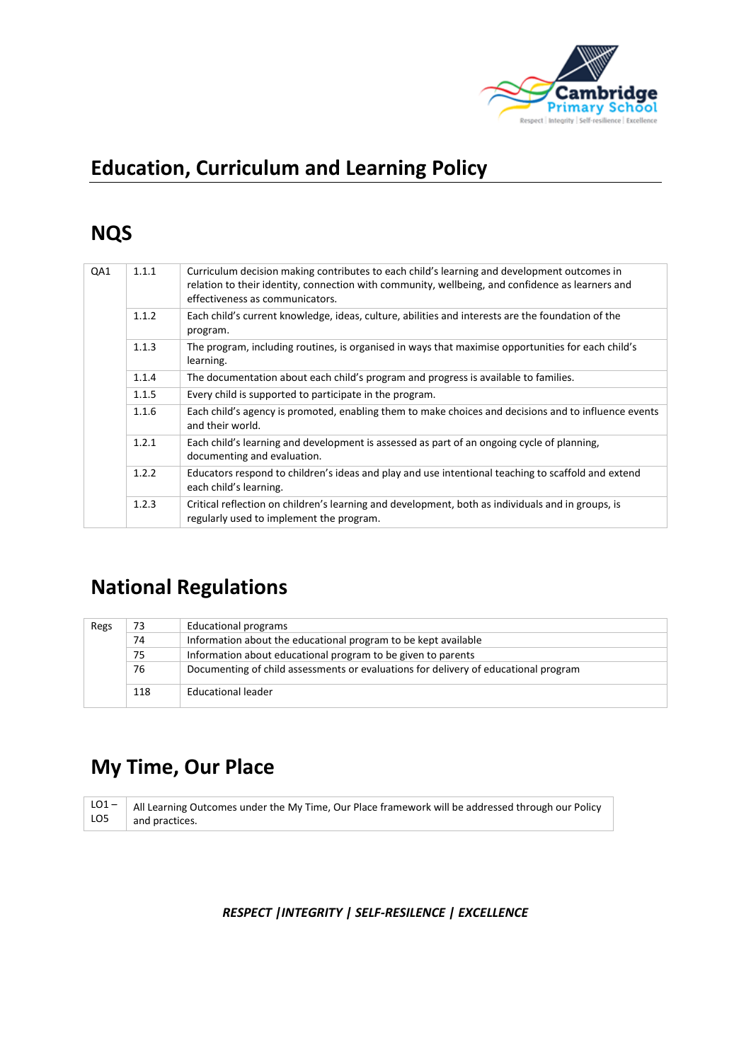# Education, Curriculum and Learning Policy

## NQS

| | | |
|---|---|---|
| QA1 | 1.1.1 | Curriculum decision making contributes to each child's learning and development outcomes in relation to their identity, connection with community, wellbeing, and confidence as learners and effectiveness as communicators. |
| | 1.1.2 | Each child's current knowledge, ideas, culture, abilities and interests are the foundation of the program. |
| | 1.1.3 | The program, including routines, is organised in ways that maximise opportunities for each child's learning. |
| | 1.1.4 | The documentation about each child's program and progress is available to families. |
| | 1.1.5 | Every child is supported to participate in the program. |
| | 1.1.6 | Each child's agency is promoted, enabling them to make choices and decisions and to influence events and their world. |
| | 1.2.1 | Each child's learning and development is assessed as part of an ongoing cycle of planning, documenting and evaluation. |
| | 1.2.2 | Educators respond to children's ideas and play and use intentional teaching to scaffold and extend each child's learning. |
| | 1.2.3 | Critical reflection on children's learning and development, both as individuals and in groups, is regularly used to implement the program. |

## National Regulations

| | | |
|---|---|---|
| Regs | 73 | Educational programs |
| | 74 | Information about the educational program to be kept available |
| | 75 | Information about educational program to be given to parents |
| | 76 | Documenting of child assessments or evaluations for delivery of educational program |
| | 118 | Educational leader |

## My Time, Our Place

| | |
|---|---|
| LO1 – LO5 | All Learning Outcomes under the My Time, Our Place framework will be addressed through our Policy and practices. |

***RESPECT |INTEGRITY | SELF-RESILENCE | EXCELLENCE***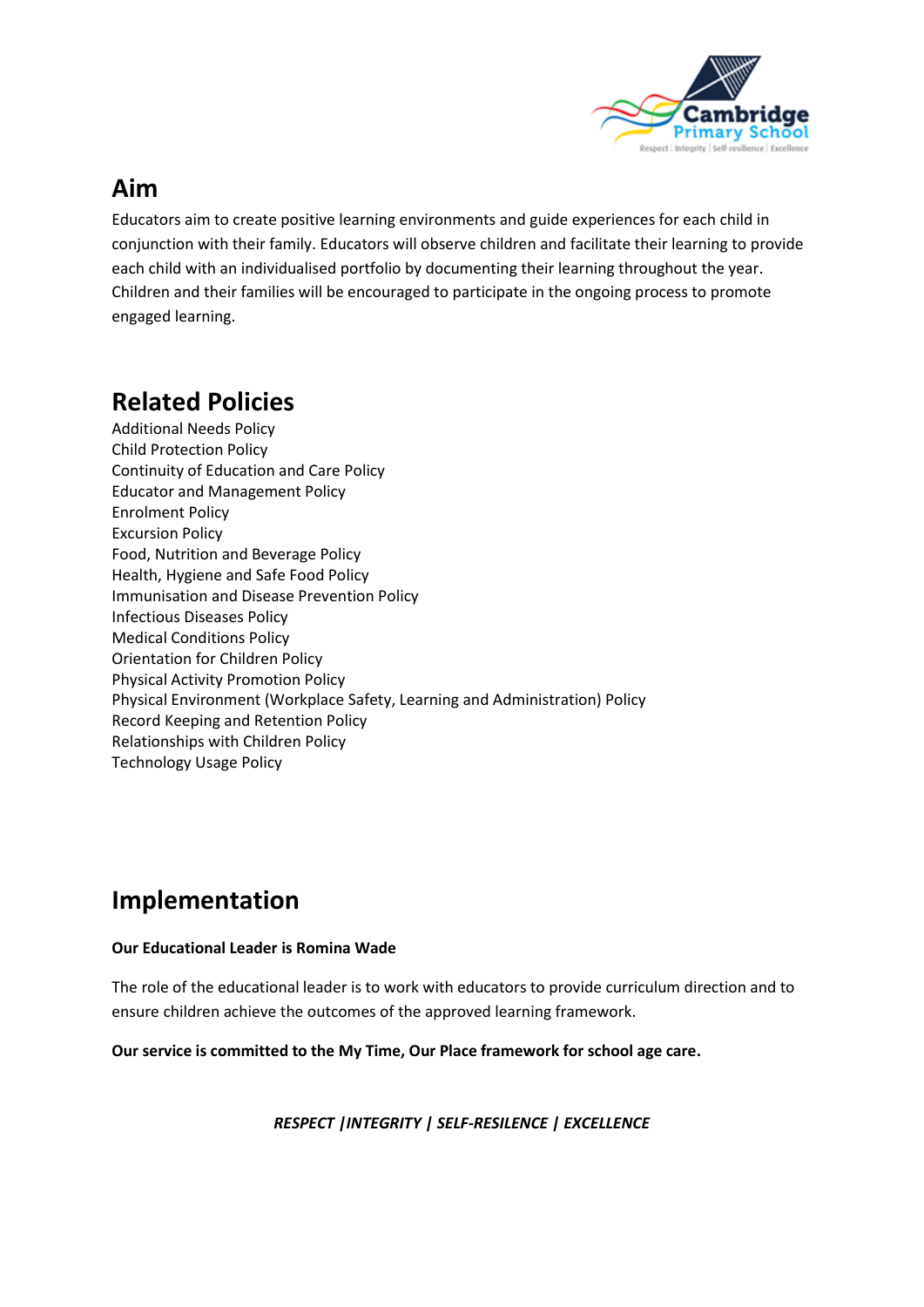## Aim

Educators aim to create positive learning environments and guide experiences for each child in conjunction with their family. Educators will observe children and facilitate their learning to provide each child with an individualised portfolio by documenting their learning throughout the year. Children and their families will be encouraged to participate in the ongoing process to promote engaged learning.

## Related Policies

Additional Needs Policy
Child Protection Policy
Continuity of Education and Care Policy
Educator and Management Policy
Enrolment Policy
Excursion Policy
Food, Nutrition and Beverage Policy
Health, Hygiene and Safe Food Policy
Immunisation and Disease Prevention Policy
Infectious Diseases Policy
Medical Conditions Policy
Orientation for Children Policy
Physical Activity Promotion Policy
Physical Environment (Workplace Safety, Learning and Administration) Policy
Record Keeping and Retention Policy
Relationships with Children Policy
Technology Usage Policy

## Implementation

**Our Educational Leader is Romina Wade**

The role of the educational leader is to work with educators to provide curriculum direction and to ensure children achieve the outcomes of the approved learning framework.

**Our service is committed to the My Time, Our Place framework for school age care.**

***RESPECT |INTEGRITY | SELF-RESILENCE | EXCELLENCE***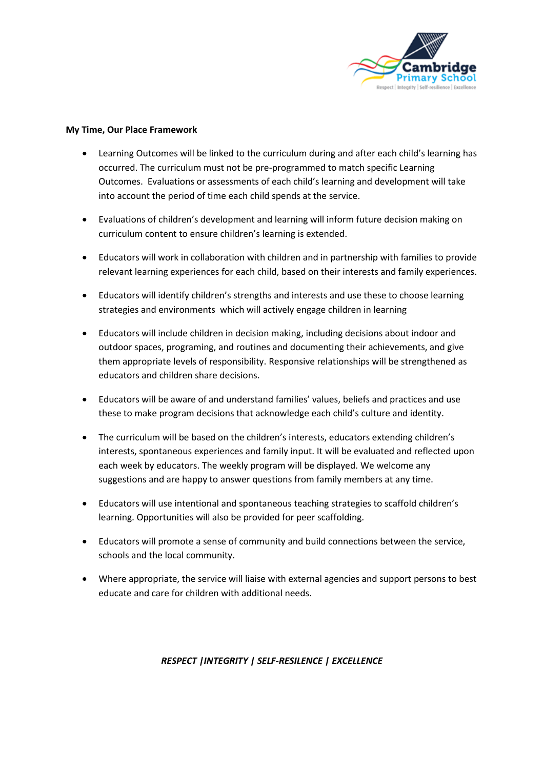**My Time, Our Place Framework**

- Learning Outcomes will be linked to the curriculum during and after each child's learning has occurred. The curriculum must not be pre-programmed to match specific Learning Outcomes. Evaluations or assessments of each child's learning and development will take into account the period of time each child spends at the service.
- Evaluations of children's development and learning will inform future decision making on curriculum content to ensure children's learning is extended.
- Educators will work in collaboration with children and in partnership with families to provide relevant learning experiences for each child, based on their interests and family experiences.
- Educators will identify children's strengths and interests and use these to choose learning strategies and environments which will actively engage children in learning
- Educators will include children in decision making, including decisions about indoor and outdoor spaces, programing, and routines and documenting their achievements, and give them appropriate levels of responsibility. Responsive relationships will be strengthened as educators and children share decisions.
- Educators will be aware of and understand families' values, beliefs and practices and use these to make program decisions that acknowledge each child's culture and identity.
- The curriculum will be based on the children's interests, educators extending children's interests, spontaneous experiences and family input. It will be evaluated and reflected upon each week by educators. The weekly program will be displayed. We welcome any suggestions and are happy to answer questions from family members at any time.
- Educators will use intentional and spontaneous teaching strategies to scaffold children's learning. Opportunities will also be provided for peer scaffolding.
- Educators will promote a sense of community and build connections between the service, schools and the local community.
- Where appropriate, the service will liaise with external agencies and support persons to best educate and care for children with additional needs.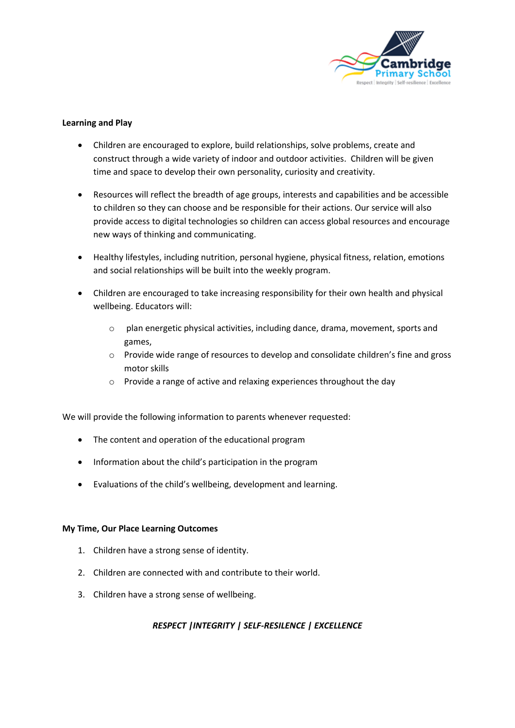**Learning and Play**

- Children are encouraged to explore, build relationships, solve problems, create and construct through a wide variety of indoor and outdoor activities. Children will be given time and space to develop their own personality, curiosity and creativity.

- Resources will reflect the breadth of age groups, interests and capabilities and be accessible to children so they can choose and be responsible for their actions. Our service will also provide access to digital technologies so children can access global resources and encourage new ways of thinking and communicating.

- Healthy lifestyles, including nutrition, personal hygiene, physical fitness, relation, emotions and social relationships will be built into the weekly program.

- Children are encouraged to take increasing responsibility for their own health and physical wellbeing. Educators will:
  - plan energetic physical activities, including dance, drama, movement, sports and games,
  - Provide wide range of resources to develop and consolidate children's fine and gross motor skills
  - Provide a range of active and relaxing experiences throughout the day

We will provide the following information to parents whenever requested:

- The content and operation of the educational program

- Information about the child's participation in the program

- Evaluations of the child's wellbeing, development and learning.

**My Time, Our Place Learning Outcomes**

1. Children have a strong sense of identity.
2. Children are connected with and contribute to their world.
3. Children have a strong sense of wellbeing.

***RESPECT |INTEGRITY | SELF-RESILENCE | EXCELLENCE***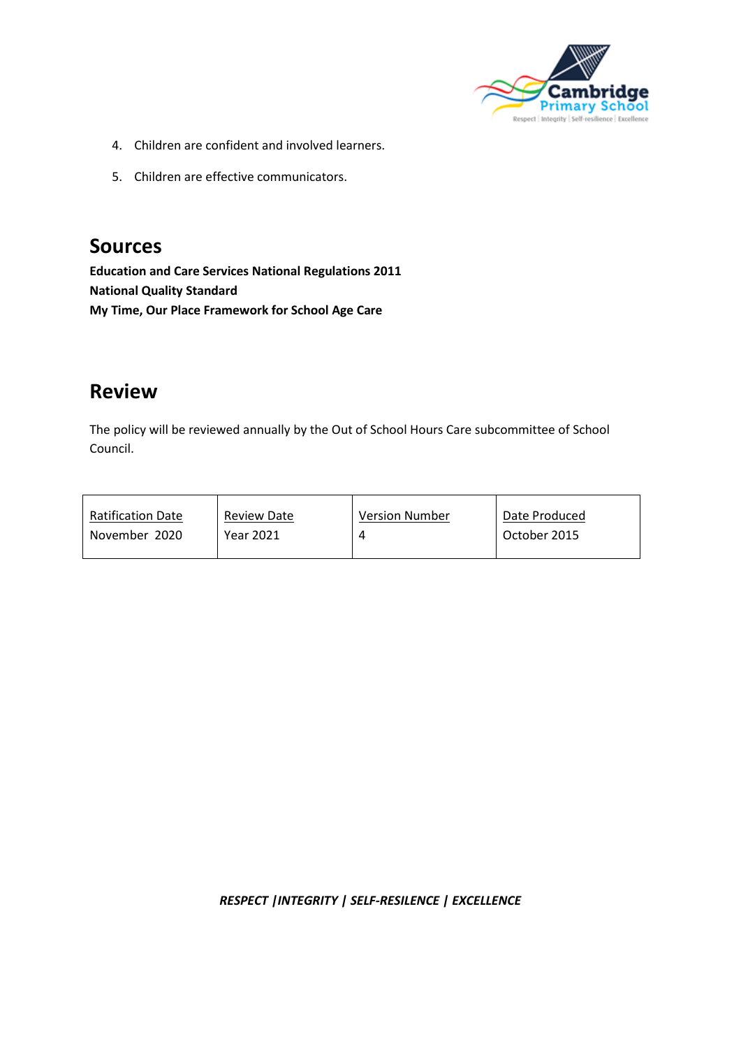4. Children are confident and involved learners.
5. Children are effective communicators.

## Sources

**Education and Care Services National Regulations 2011**
**National Quality Standard**
**My Time, Our Place Framework for School Age Care**

## Review

The policy will be reviewed annually by the Out of School Hours Care subcommittee of School Council.

| Ratification Date | Review Date | Version Number | Date Produced |
|---|---|---|---|
| November 2020 | Year 2021 | 4 | October 2015 |

***RESPECT |INTEGRITY | SELF-RESILENCE | EXCELLENCE***